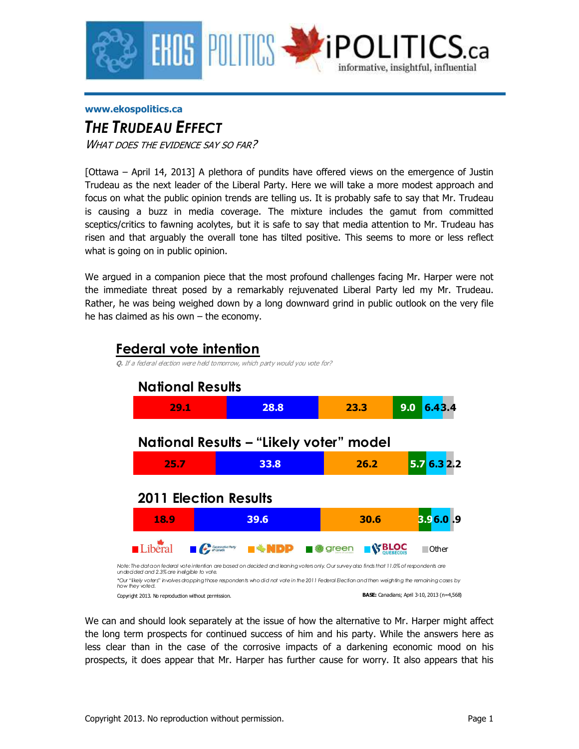www.ekospolitics.ca

# THE TRUDEAU EFFECT

*WHAT DOES THE EVIDENCE SAY SO FAR?*

[Ottawa – April 14, 2013] A plethora of pundits have offered views on the emergence of Justin Trudeau as the next leader of the Liberal Party. Here we will take a more modest approach and focus on what the public opinion trends are telling us. It is probably safe to say that Mr. Trudeau is causing a buzz in media coverage. The mixture includes the gamut from committed sceptics/critics to fawning acolytes, but it is safe to say that media attention to Mr. Trudeau has risen and that arguably the overall tone has tilted positive. This seems to more or less reflect what is going on in public opinion.

We argued in a companion piece that the most profound challenges facing Mr. Harper were not the immediate threat posed by a remarkably rejuvenated Liberal Party led my Mr. Trudeau. Rather, he was being weighed down by a long downward grind in public outlook on the very file he has claimed as his own – the economy.

## Federal vote intention

*Q. If a federal election were held tomorrow, which party would you vote for?*

| | Liberal | Conservative | NDP | Green | Bloc Québécois | Other |
|---|---|---|---|---|---|---|
| National Results | 29.1 | 28.8 | 23.3 | 9.0 | 6.4 | 3.4 |
| National Results – "Likely voter" model | 25.7 | 33.8 | 26.2 | 5.7 | 6.3 | 2.2 |
| 2011 Election Results | 18.9 | 39.6 | 30.6 | 3.9 | 6.0 | .9 |

Note: The data on federal vote intention are based on decided and leaning voters only. Our survey also finds that 11.0% of respondents are undecided and 2.3% are ineligible to vote.

*Our "likely voters" involves dropping those respondents who did not vote in the 2011 Federal Election and then weighting the remaining cases by how they voted.

Copyright 2013. No reproduction without permission.

**BASE:** Canadians; April 3-10, 2013 (n=4,568)

We can and should look separately at the issue of how the alternative to Mr. Harper might affect the long term prospects for continued success of him and his party. While the answers here as less clear than in the case of the corrosive impacts of a darkening economic mood on his prospects, it does appear that Mr. Harper has further cause for worry. It also appears that his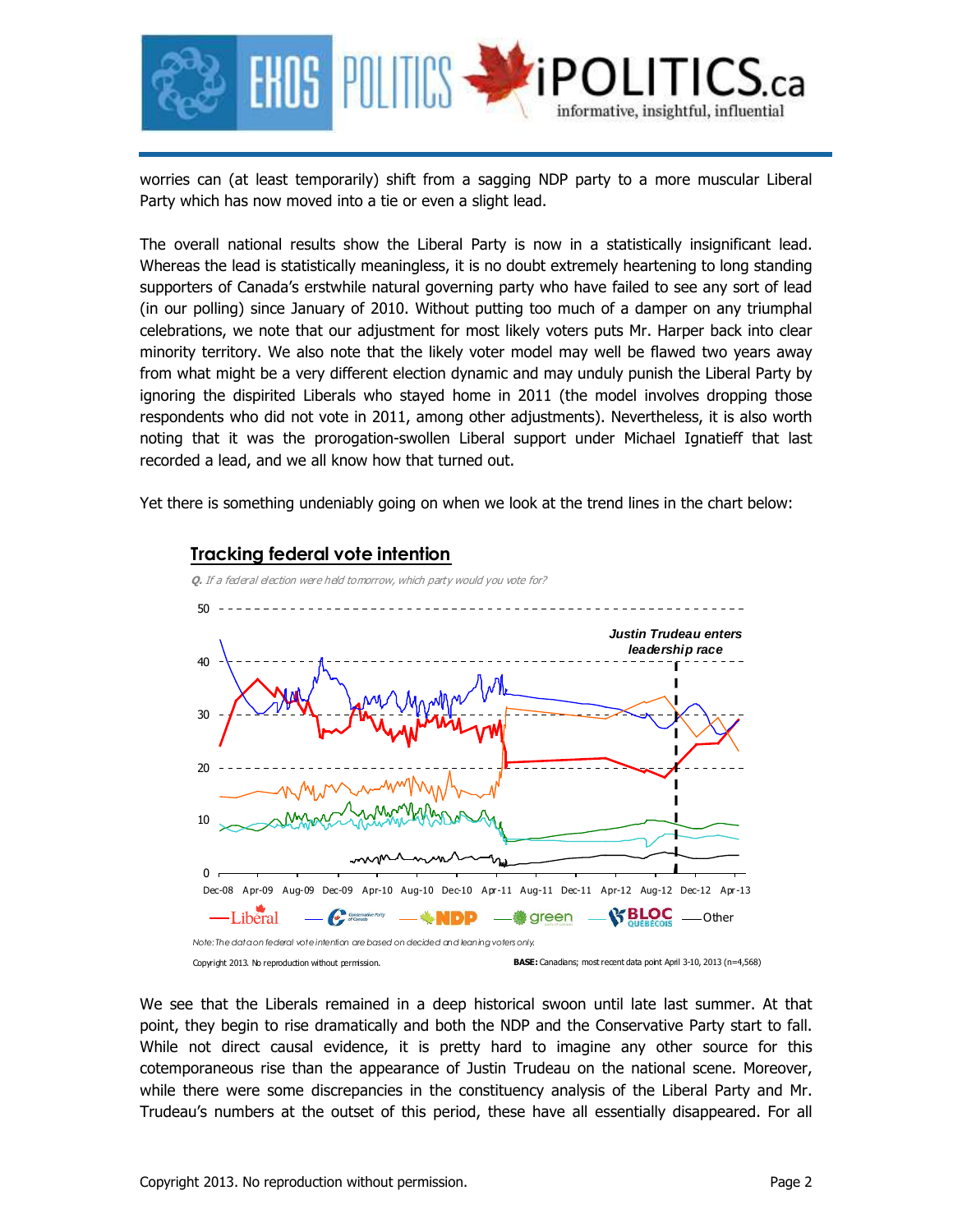worries can (at least temporarily) shift from a sagging NDP party to a more muscular Liberal Party which has now moved into a tie or even a slight lead.

The overall national results show the Liberal Party is now in a statistically insignificant lead. Whereas the lead is statistically meaningless, it is no doubt extremely heartening to long standing supporters of Canada's erstwhile natural governing party who have failed to see any sort of lead (in our polling) since January of 2010. Without putting too much of a damper on any triumphal celebrations, we note that our adjustment for most likely voters puts Mr. Harper back into clear minority territory. We also note that the likely voter model may well be flawed two years away from what might be a very different election dynamic and may unduly punish the Liberal Party by ignoring the dispirited Liberals who stayed home in 2011 (the model involves dropping those respondents who did not vote in 2011, among other adjustments). Nevertheless, it is also worth noting that it was the prorogation-swollen Liberal support under Michael Ignatieff that last recorded a lead, and we all know how that turned out.

Yet there is something undeniably going on when we look at the trend lines in the chart below:

**Tracking federal vote intention**

*Q. If a federal election were held tomorrow, which party would you vote for?*

Justin Trudeau enters leadership race

Liberal — Conservative Party of Canada — NDP — green — BLOC QUÉBÉCOIS — Other

*Note: The data on federal vote intention are based on decided and leaning voters only.*

Copyright 2013. No reproduction without permission.

**BASE:** Canadians; most recent data point April 3-10, 2013 (n=4,568)

We see that the Liberals remained in a deep historical swoon until late last summer. At that point, they begin to rise dramatically and both the NDP and the Conservative Party start to fall. While not direct causal evidence, it is pretty hard to imagine any other source for this cotemporaneous rise than the appearance of Justin Trudeau on the national scene. Moreover, while there were some discrepancies in the constituency analysis of the Liberal Party and Mr. Trudeau's numbers at the outset of this period, these have all essentially disappeared. For all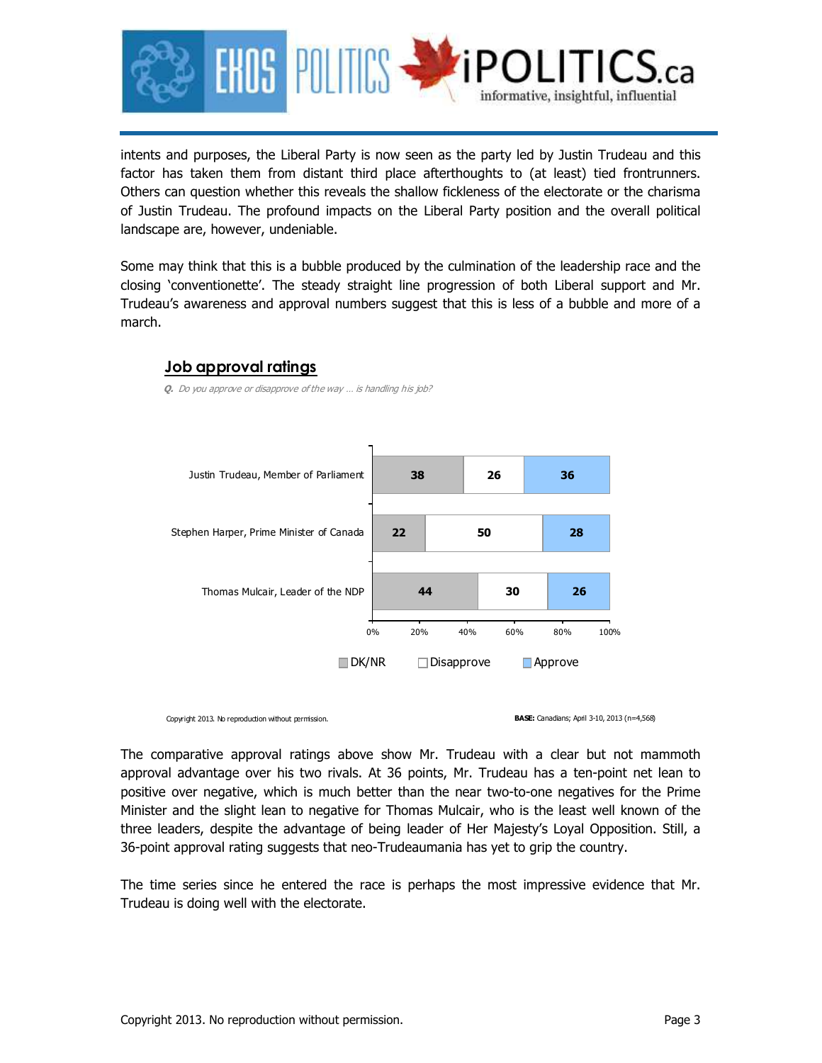intents and purposes, the Liberal Party is now seen as the party led by Justin Trudeau and this factor has taken them from distant third place afterthoughts to (at least) tied frontrunners. Others can question whether this reveals the shallow fickleness of the electorate or the charisma of Justin Trudeau. The profound impacts on the Liberal Party position and the overall political landscape are, however, undeniable.

Some may think that this is a bubble produced by the culmination of the leadership race and the closing 'conventionette'. The steady straight line progression of both Liberal support and Mr. Trudeau's awareness and approval numbers suggest that this is less of a bubble and more of a march.

## Job approval ratings

*Q. Do you approve or disapprove of the way … is handling his job?*

| | DK/NR | Disapprove | Approve |
|---|---|---|---|
| Justin Trudeau, Member of Parliament | 38 | 26 | 36 |
| Stephen Harper, Prime Minister of Canada | 22 | 50 | 28 |
| Thomas Mulcair, Leader of the NDP | 44 | 30 | 26 |

Copyright 2013. No reproduction without permission.

**BASE:** Canadians; April 3-10, 2013 (n=4,568)

The comparative approval ratings above show Mr. Trudeau with a clear but not mammoth approval advantage over his two rivals. At 36 points, Mr. Trudeau has a ten-point net lean to positive over negative, which is much better than the near two-to-one negatives for the Prime Minister and the slight lean to negative for Thomas Mulcair, who is the least well known of the three leaders, despite the advantage of being leader of Her Majesty's Loyal Opposition. Still, a 36-point approval rating suggests that neo-Trudeaumania has yet to grip the country.

The time series since he entered the race is perhaps the most impressive evidence that Mr. Trudeau is doing well with the electorate.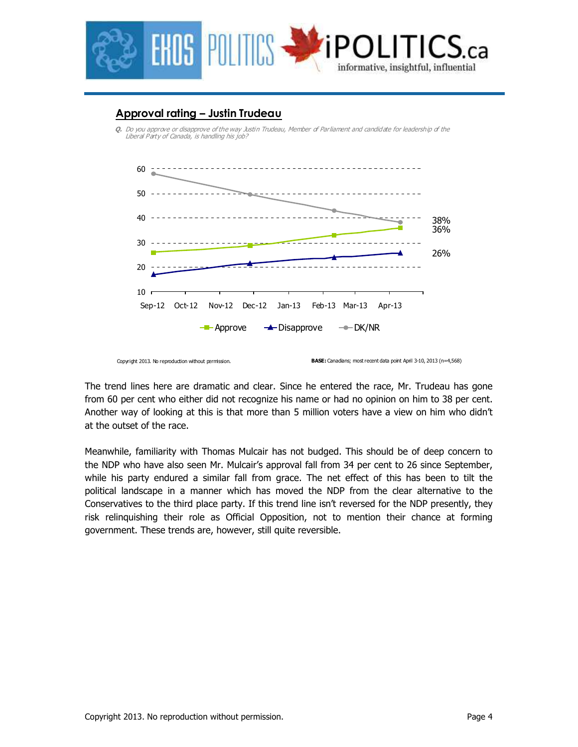## Approval rating – Justin Trudeau

*Q. Do you approve or disapprove of the way Justin Trudeau, Member of Parliament and candidate for leadership of the Liberal Party of Canada, is handling his job?*

Copyright 2013. No reproduction without permission.

**BASE:** Canadians; most recent data point April 3-10, 2013 (n=4,568)

The trend lines here are dramatic and clear. Since he entered the race, Mr. Trudeau has gone from 60 per cent who either did not recognize his name or had no opinion on him to 38 per cent. Another way of looking at this is that more than 5 million voters have a view on him who didn't at the outset of the race.

Meanwhile, familiarity with Thomas Mulcair has not budged. This should be of deep concern to the NDP who have also seen Mr. Mulcair's approval fall from 34 per cent to 26 since September, while his party endured a similar fall from grace. The net effect of this has been to tilt the political landscape in a manner which has moved the NDP from the clear alternative to the Conservatives to the third place party. If this trend line isn't reversed for the NDP presently, they risk relinquishing their role as Official Opposition, not to mention their chance at forming government. These trends are, however, still quite reversible.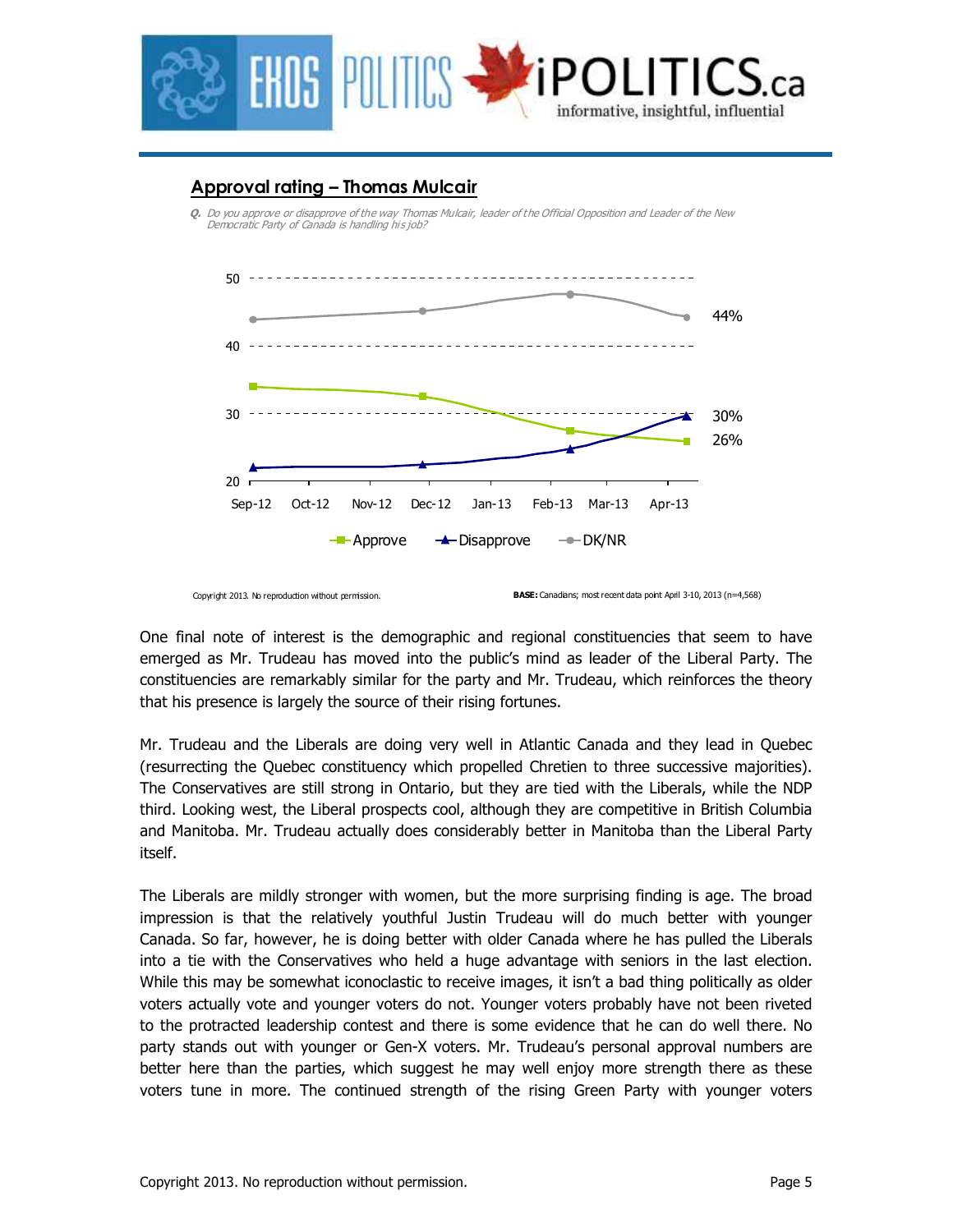## Approval rating – Thomas Mulcair

*Q. Do you approve or disapprove of the way Thomas Mulcair, leader of the Official Opposition and Leader of the New Democratic Party of Canada is handling his job?*

Copyright 2013. No reproduction without permission.

**BASE:** Canadians; most recent data point April 3-10, 2013 (n=4,568)

One final note of interest is the demographic and regional constituencies that seem to have emerged as Mr. Trudeau has moved into the public's mind as leader of the Liberal Party. The constituencies are remarkably similar for the party and Mr. Trudeau, which reinforces the theory that his presence is largely the source of their rising fortunes.

Mr. Trudeau and the Liberals are doing very well in Atlantic Canada and they lead in Quebec (resurrecting the Quebec constituency which propelled Chretien to three successive majorities). The Conservatives are still strong in Ontario, but they are tied with the Liberals, while the NDP third. Looking west, the Liberal prospects cool, although they are competitive in British Columbia and Manitoba. Mr. Trudeau actually does considerably better in Manitoba than the Liberal Party itself.

The Liberals are mildly stronger with women, but the more surprising finding is age. The broad impression is that the relatively youthful Justin Trudeau will do much better with younger Canada. So far, however, he is doing better with older Canada where he has pulled the Liberals into a tie with the Conservatives who held a huge advantage with seniors in the last election. While this may be somewhat iconoclastic to receive images, it isn't a bad thing politically as older voters actually vote and younger voters do not. Younger voters probably have not been riveted to the protracted leadership contest and there is some evidence that he can do well there. No party stands out with younger or Gen-X voters. Mr. Trudeau's personal approval numbers are better here than the parties, which suggest he may well enjoy more strength there as these voters tune in more. The continued strength of the rising Green Party with younger voters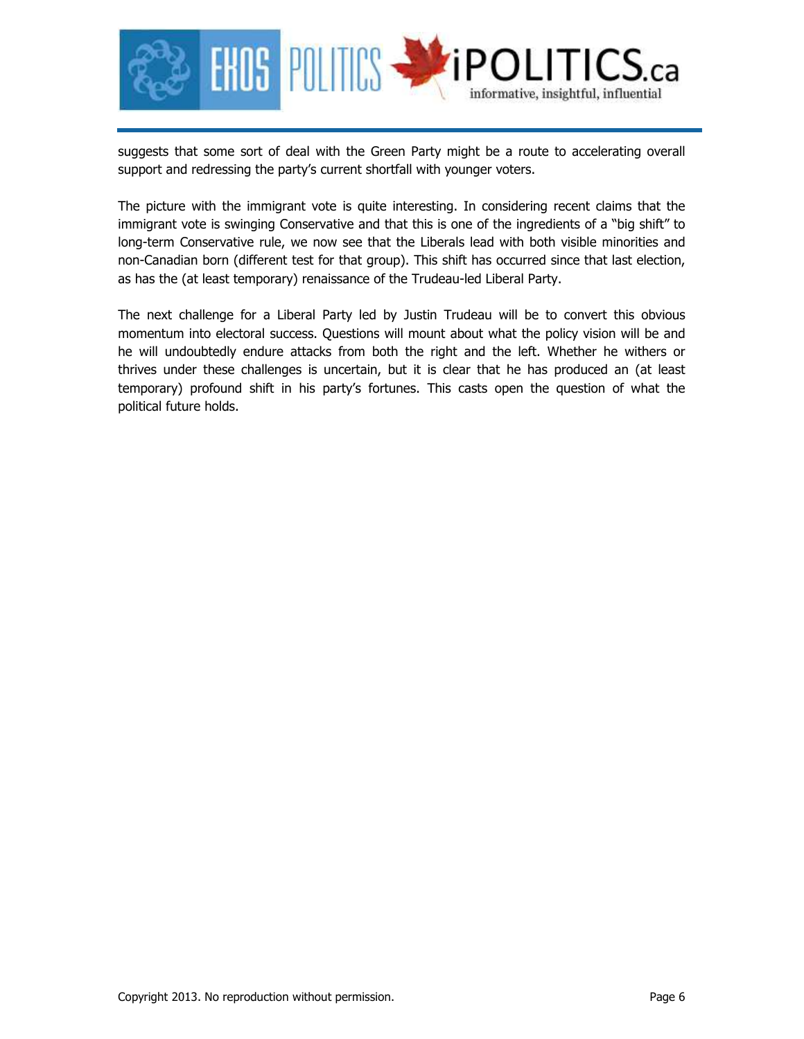suggests that some sort of deal with the Green Party might be a route to accelerating overall support and redressing the party's current shortfall with younger voters.

The picture with the immigrant vote is quite interesting. In considering recent claims that the immigrant vote is swinging Conservative and that this is one of the ingredients of a "big shift" to long-term Conservative rule, we now see that the Liberals lead with both visible minorities and non-Canadian born (different test for that group). This shift has occurred since that last election, as has the (at least temporary) renaissance of the Trudeau-led Liberal Party.

The next challenge for a Liberal Party led by Justin Trudeau will be to convert this obvious momentum into electoral success. Questions will mount about what the policy vision will be and he will undoubtedly endure attacks from both the right and the left. Whether he withers or thrives under these challenges is uncertain, but it is clear that he has produced an (at least temporary) profound shift in his party's fortunes. This casts open the question of what the political future holds.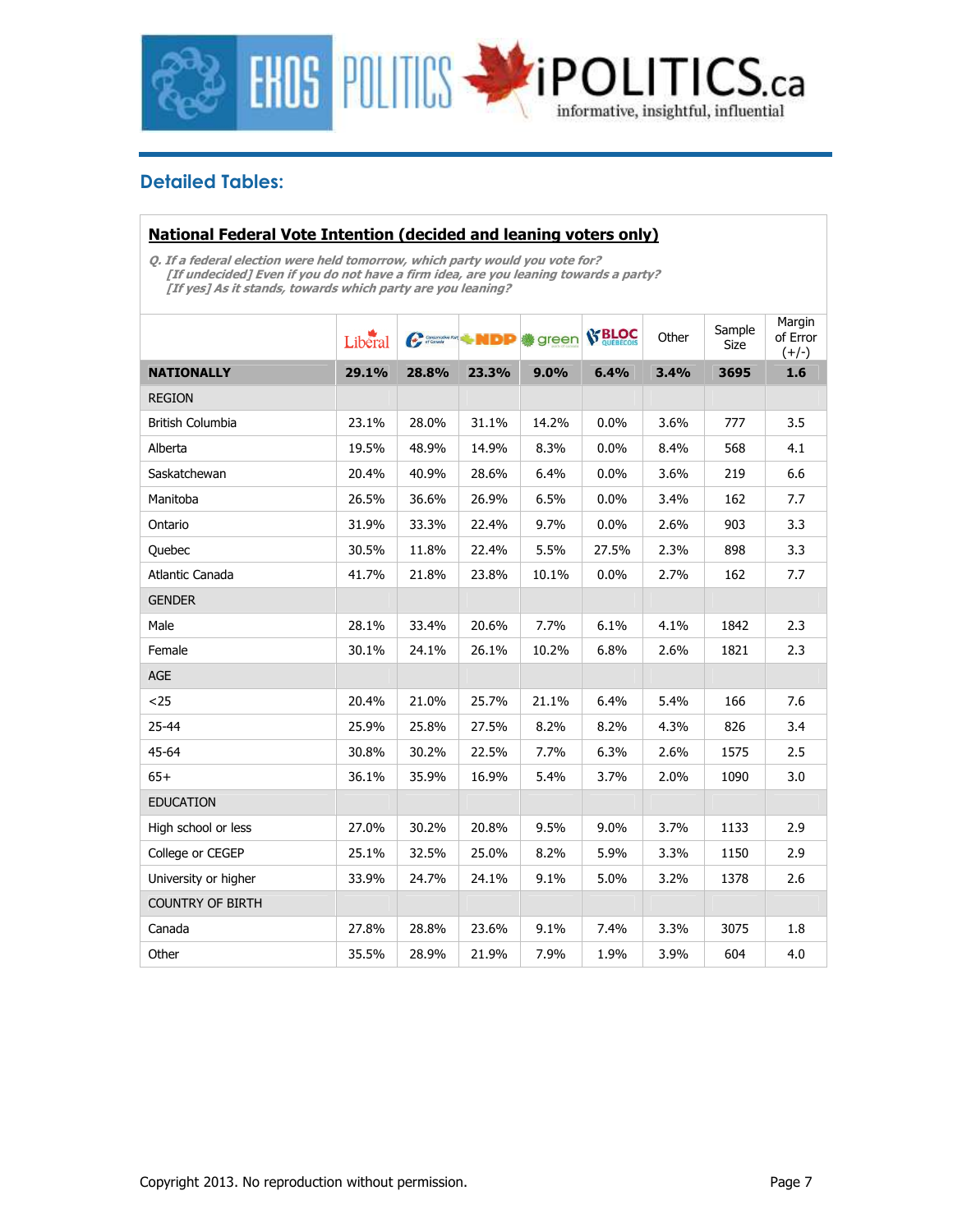## Detailed Tables:

**National Federal Vote Intention (decided and leaning voters only)**

*Q. If a federal election were held tomorrow, which party would you vote for?*
*[If undecided] Even if you do not have a firm idea, are you leaning towards a party?*
*[If yes] As it stands, towards which party are you leaning?*

| | Liberal | Conservative | NDP | green | BLOC | Other | Sample Size | Margin of Error (+/-) |
|---|---|---|---|---|---|---|---|---|
| **NATIONALLY** | **29.1%** | **28.8%** | **23.3%** | **9.0%** | **6.4%** | **3.4%** | **3695** | **1.6** |
| REGION | | | | | | | | |
| British Columbia | 23.1% | 28.0% | 31.1% | 14.2% | 0.0% | 3.6% | 777 | 3.5 |
| Alberta | 19.5% | 48.9% | 14.9% | 8.3% | 0.0% | 8.4% | 568 | 4.1 |
| Saskatchewan | 20.4% | 40.9% | 28.6% | 6.4% | 0.0% | 3.6% | 219 | 6.6 |
| Manitoba | 26.5% | 36.6% | 26.9% | 6.5% | 0.0% | 3.4% | 162 | 7.7 |
| Ontario | 31.9% | 33.3% | 22.4% | 9.7% | 0.0% | 2.6% | 903 | 3.3 |
| Quebec | 30.5% | 11.8% | 22.4% | 5.5% | 27.5% | 2.3% | 898 | 3.3 |
| Atlantic Canada | 41.7% | 21.8% | 23.8% | 10.1% | 0.0% | 2.7% | 162 | 7.7 |
| GENDER | | | | | | | | |
| Male | 28.1% | 33.4% | 20.6% | 7.7% | 6.1% | 4.1% | 1842 | 2.3 |
| Female | 30.1% | 24.1% | 26.1% | 10.2% | 6.8% | 2.6% | 1821 | 2.3 |
| AGE | | | | | | | | |
| <25 | 20.4% | 21.0% | 25.7% | 21.1% | 6.4% | 5.4% | 166 | 7.6 |
| 25-44 | 25.9% | 25.8% | 27.5% | 8.2% | 8.2% | 4.3% | 826 | 3.4 |
| 45-64 | 30.8% | 30.2% | 22.5% | 7.7% | 6.3% | 2.6% | 1575 | 2.5 |
| 65+ | 36.1% | 35.9% | 16.9% | 5.4% | 3.7% | 2.0% | 1090 | 3.0 |
| EDUCATION | | | | | | | | |
| High school or less | 27.0% | 30.2% | 20.8% | 9.5% | 9.0% | 3.7% | 1133 | 2.9 |
| College or CEGEP | 25.1% | 32.5% | 25.0% | 8.2% | 5.9% | 3.3% | 1150 | 2.9 |
| University or higher | 33.9% | 24.7% | 24.1% | 9.1% | 5.0% | 3.2% | 1378 | 2.6 |
| COUNTRY OF BIRTH | | | | | | | | |
| Canada | 27.8% | 28.8% | 23.6% | 9.1% | 7.4% | 3.3% | 3075 | 1.8 |
| Other | 35.5% | 28.9% | 21.9% | 7.9% | 1.9% | 3.9% | 604 | 4.0 |

Copyright 2013. No reproduction without permission.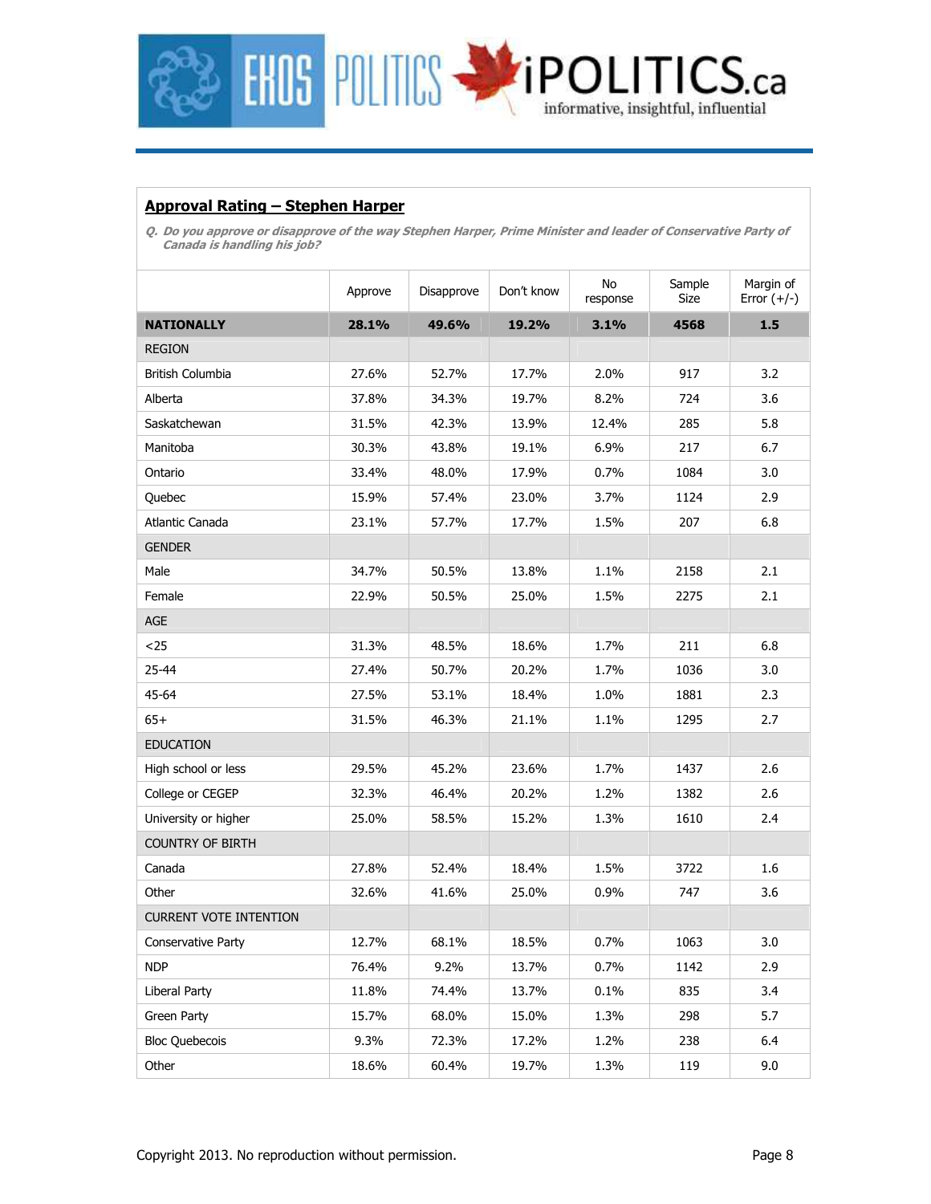## Approval Rating – Stephen Harper

*Q. Do you approve or disapprove of the way Stephen Harper, Prime Minister and leader of Conservative Party of Canada is handling his job?*

| | Approve | Disapprove | Don't know | No response | Sample Size | Margin of Error (+/-) |
|---|---|---|---|---|---|---|
| **NATIONALLY** | **28.1%** | **49.6%** | **19.2%** | **3.1%** | **4568** | **1.5** |
| REGION | | | | | | |
| British Columbia | 27.6% | 52.7% | 17.7% | 2.0% | 917 | 3.2 |
| Alberta | 37.8% | 34.3% | 19.7% | 8.2% | 724 | 3.6 |
| Saskatchewan | 31.5% | 42.3% | 13.9% | 12.4% | 285 | 5.8 |
| Manitoba | 30.3% | 43.8% | 19.1% | 6.9% | 217 | 6.7 |
| Ontario | 33.4% | 48.0% | 17.9% | 0.7% | 1084 | 3.0 |
| Quebec | 15.9% | 57.4% | 23.0% | 3.7% | 1124 | 2.9 |
| Atlantic Canada | 23.1% | 57.7% | 17.7% | 1.5% | 207 | 6.8 |
| GENDER | | | | | | |
| Male | 34.7% | 50.5% | 13.8% | 1.1% | 2158 | 2.1 |
| Female | 22.9% | 50.5% | 25.0% | 1.5% | 2275 | 2.1 |
| AGE | | | | | | |
| <25 | 31.3% | 48.5% | 18.6% | 1.7% | 211 | 6.8 |
| 25-44 | 27.4% | 50.7% | 20.2% | 1.7% | 1036 | 3.0 |
| 45-64 | 27.5% | 53.1% | 18.4% | 1.0% | 1881 | 2.3 |
| 65+ | 31.5% | 46.3% | 21.1% | 1.1% | 1295 | 2.7 |
| EDUCATION | | | | | | |
| High school or less | 29.5% | 45.2% | 23.6% | 1.7% | 1437 | 2.6 |
| College or CEGEP | 32.3% | 46.4% | 20.2% | 1.2% | 1382 | 2.6 |
| University or higher | 25.0% | 58.5% | 15.2% | 1.3% | 1610 | 2.4 |
| COUNTRY OF BIRTH | | | | | | |
| Canada | 27.8% | 52.4% | 18.4% | 1.5% | 3722 | 1.6 |
| Other | 32.6% | 41.6% | 25.0% | 0.9% | 747 | 3.6 |
| CURRENT VOTE INTENTION | | | | | | |
| Conservative Party | 12.7% | 68.1% | 18.5% | 0.7% | 1063 | 3.0 |
| NDP | 76.4% | 9.2% | 13.7% | 0.7% | 1142 | 2.9 |
| Liberal Party | 11.8% | 74.4% | 13.7% | 0.1% | 835 | 3.4 |
| Green Party | 15.7% | 68.0% | 15.0% | 1.3% | 298 | 5.7 |
| Bloc Quebecois | 9.3% | 72.3% | 17.2% | 1.2% | 238 | 6.4 |
| Other | 18.6% | 60.4% | 19.7% | 1.3% | 119 | 9.0 |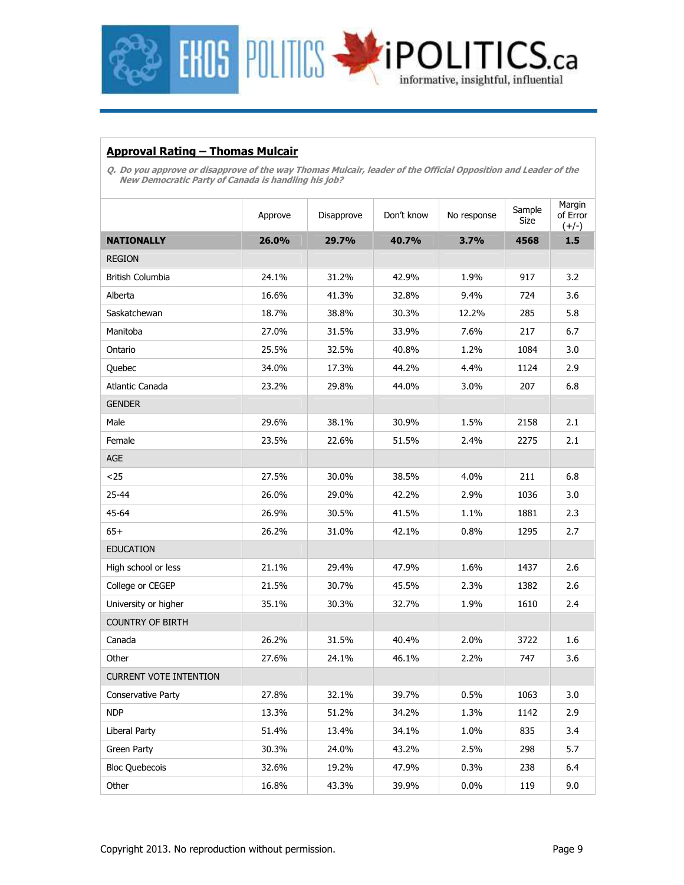## Approval Rating – Thomas Mulcair

***Q. Do you approve or disapprove of the way Thomas Mulcair, leader of the Official Opposition and Leader of the New Democratic Party of Canada is handling his job?***

| | Approve | Disapprove | Don't know | No response | Sample Size | Margin of Error (+/-) |
|---|---|---|---|---|---|---|
| **NATIONALLY** | **26.0%** | **29.7%** | **40.7%** | **3.7%** | **4568** | **1.5** |
| REGION | | | | | | |
| British Columbia | 24.1% | 31.2% | 42.9% | 1.9% | 917 | 3.2 |
| Alberta | 16.6% | 41.3% | 32.8% | 9.4% | 724 | 3.6 |
| Saskatchewan | 18.7% | 38.8% | 30.3% | 12.2% | 285 | 5.8 |
| Manitoba | 27.0% | 31.5% | 33.9% | 7.6% | 217 | 6.7 |
| Ontario | 25.5% | 32.5% | 40.8% | 1.2% | 1084 | 3.0 |
| Quebec | 34.0% | 17.3% | 44.2% | 4.4% | 1124 | 2.9 |
| Atlantic Canada | 23.2% | 29.8% | 44.0% | 3.0% | 207 | 6.8 |
| GENDER | | | | | | |
| Male | 29.6% | 38.1% | 30.9% | 1.5% | 2158 | 2.1 |
| Female | 23.5% | 22.6% | 51.5% | 2.4% | 2275 | 2.1 |
| AGE | | | | | | |
| <25 | 27.5% | 30.0% | 38.5% | 4.0% | 211 | 6.8 |
| 25-44 | 26.0% | 29.0% | 42.2% | 2.9% | 1036 | 3.0 |
| 45-64 | 26.9% | 30.5% | 41.5% | 1.1% | 1881 | 2.3 |
| 65+ | 26.2% | 31.0% | 42.1% | 0.8% | 1295 | 2.7 |
| EDUCATION | | | | | | |
| High school or less | 21.1% | 29.4% | 47.9% | 1.6% | 1437 | 2.6 |
| College or CEGEP | 21.5% | 30.7% | 45.5% | 2.3% | 1382 | 2.6 |
| University or higher | 35.1% | 30.3% | 32.7% | 1.9% | 1610 | 2.4 |
| COUNTRY OF BIRTH | | | | | | |
| Canada | 26.2% | 31.5% | 40.4% | 2.0% | 3722 | 1.6 |
| Other | 27.6% | 24.1% | 46.1% | 2.2% | 747 | 3.6 |
| CURRENT VOTE INTENTION | | | | | | |
| Conservative Party | 27.8% | 32.1% | 39.7% | 0.5% | 1063 | 3.0 |
| NDP | 13.3% | 51.2% | 34.2% | 1.3% | 1142 | 2.9 |
| Liberal Party | 51.4% | 13.4% | 34.1% | 1.0% | 835 | 3.4 |
| Green Party | 30.3% | 24.0% | 43.2% | 2.5% | 298 | 5.7 |
| Bloc Quebecois | 32.6% | 19.2% | 47.9% | 0.3% | 238 | 6.4 |
| Other | 16.8% | 43.3% | 39.9% | 0.0% | 119 | 9.0 |

Copyright 2013. No reproduction without permission.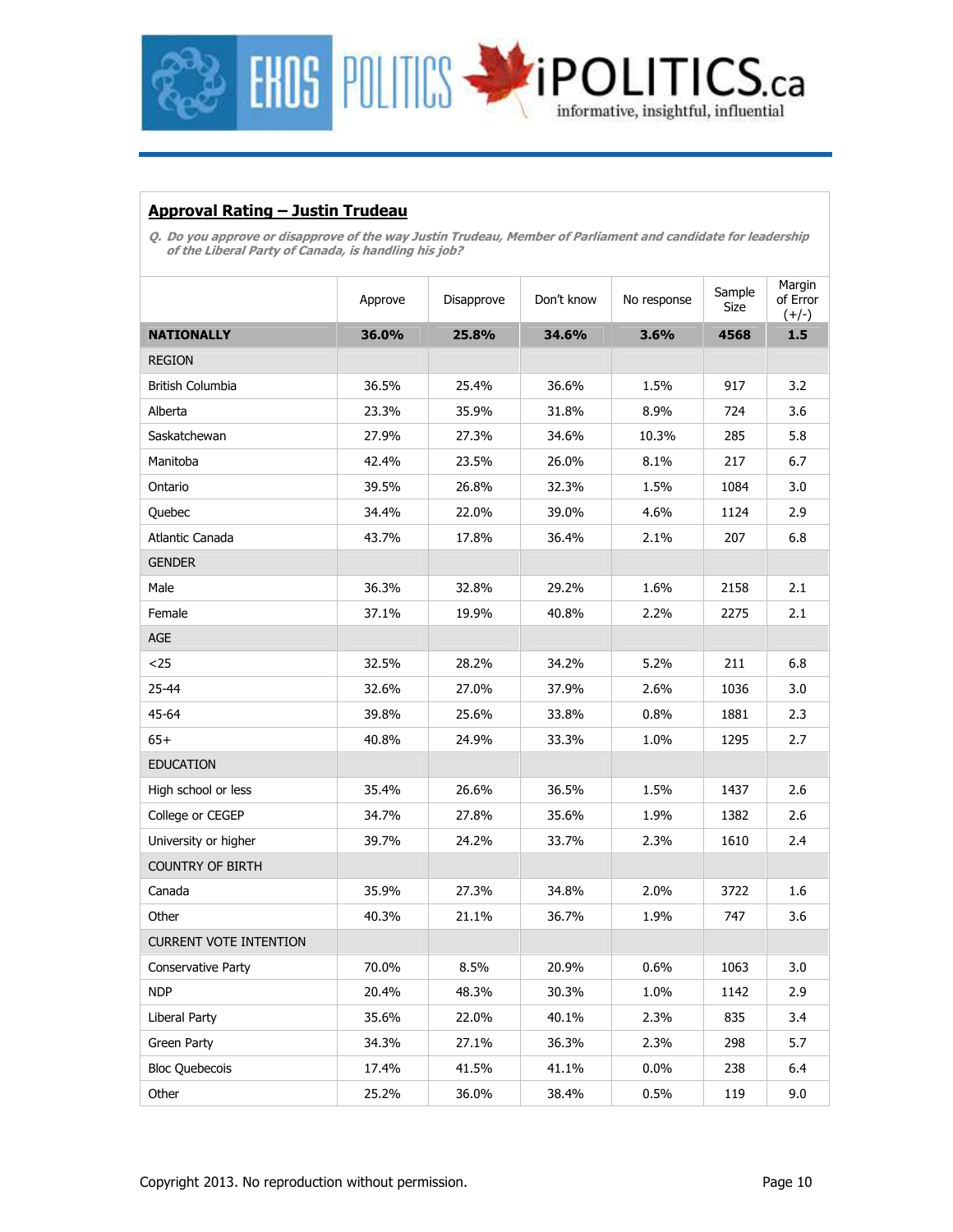## Approval Rating – Justin Trudeau

*Q. Do you approve or disapprove of the way Justin Trudeau, Member of Parliament and candidate for leadership of the Liberal Party of Canada, is handling his job?*

| | Approve | Disapprove | Don't know | No response | Sample Size | Margin of Error (+/-) |
|---|---|---|---|---|---|---|
| **NATIONALLY** | **36.0%** | **25.8%** | **34.6%** | **3.6%** | **4568** | **1.5** |
| REGION | | | | | | |
| British Columbia | 36.5% | 25.4% | 36.6% | 1.5% | 917 | 3.2 |
| Alberta | 23.3% | 35.9% | 31.8% | 8.9% | 724 | 3.6 |
| Saskatchewan | 27.9% | 27.3% | 34.6% | 10.3% | 285 | 5.8 |
| Manitoba | 42.4% | 23.5% | 26.0% | 8.1% | 217 | 6.7 |
| Ontario | 39.5% | 26.8% | 32.3% | 1.5% | 1084 | 3.0 |
| Quebec | 34.4% | 22.0% | 39.0% | 4.6% | 1124 | 2.9 |
| Atlantic Canada | 43.7% | 17.8% | 36.4% | 2.1% | 207 | 6.8 |
| GENDER | | | | | | |
| Male | 36.3% | 32.8% | 29.2% | 1.6% | 2158 | 2.1 |
| Female | 37.1% | 19.9% | 40.8% | 2.2% | 2275 | 2.1 |
| AGE | | | | | | |
| <25 | 32.5% | 28.2% | 34.2% | 5.2% | 211 | 6.8 |
| 25-44 | 32.6% | 27.0% | 37.9% | 2.6% | 1036 | 3.0 |
| 45-64 | 39.8% | 25.6% | 33.8% | 0.8% | 1881 | 2.3 |
| 65+ | 40.8% | 24.9% | 33.3% | 1.0% | 1295 | 2.7 |
| EDUCATION | | | | | | |
| High school or less | 35.4% | 26.6% | 36.5% | 1.5% | 1437 | 2.6 |
| College or CEGEP | 34.7% | 27.8% | 35.6% | 1.9% | 1382 | 2.6 |
| University or higher | 39.7% | 24.2% | 33.7% | 2.3% | 1610 | 2.4 |
| COUNTRY OF BIRTH | | | | | | |
| Canada | 35.9% | 27.3% | 34.8% | 2.0% | 3722 | 1.6 |
| Other | 40.3% | 21.1% | 36.7% | 1.9% | 747 | 3.6 |
| CURRENT VOTE INTENTION | | | | | | |
| Conservative Party | 70.0% | 8.5% | 20.9% | 0.6% | 1063 | 3.0 |
| NDP | 20.4% | 48.3% | 30.3% | 1.0% | 1142 | 2.9 |
| Liberal Party | 35.6% | 22.0% | 40.1% | 2.3% | 835 | 3.4 |
| Green Party | 34.3% | 27.1% | 36.3% | 2.3% | 298 | 5.7 |
| Bloc Quebecois | 17.4% | 41.5% | 41.1% | 0.0% | 238 | 6.4 |
| Other | 25.2% | 36.0% | 38.4% | 0.5% | 119 | 9.0 |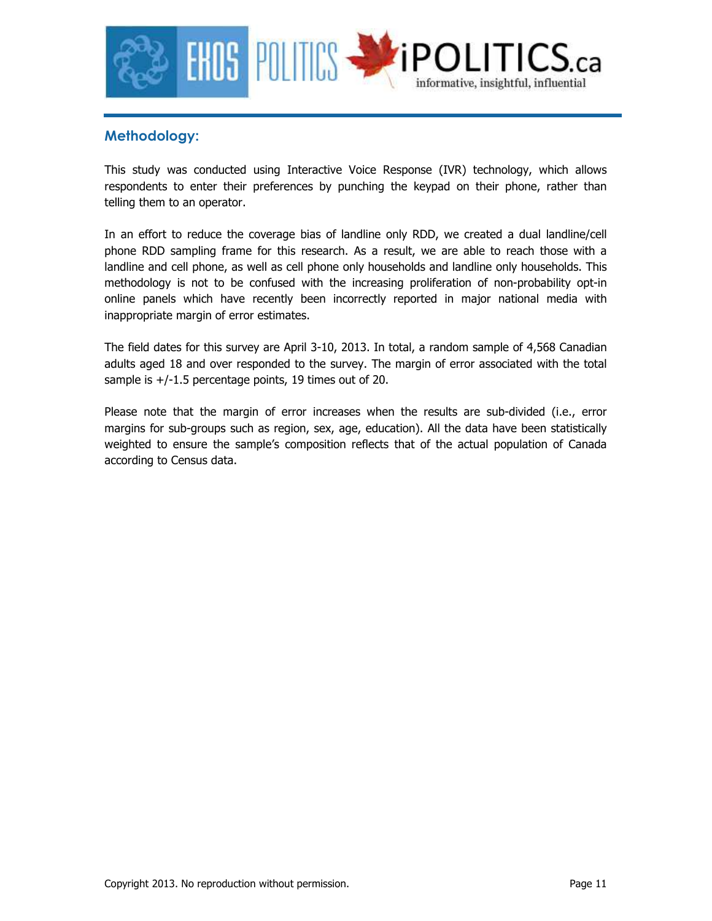## Methodology:

This study was conducted using Interactive Voice Response (IVR) technology, which allows respondents to enter their preferences by punching the keypad on their phone, rather than telling them to an operator.

In an effort to reduce the coverage bias of landline only RDD, we created a dual landline/cell phone RDD sampling frame for this research. As a result, we are able to reach those with a landline and cell phone, as well as cell phone only households and landline only households. This methodology is not to be confused with the increasing proliferation of non-probability opt-in online panels which have recently been incorrectly reported in major national media with inappropriate margin of error estimates.

The field dates for this survey are April 3-10, 2013. In total, a random sample of 4,568 Canadian adults aged 18 and over responded to the survey. The margin of error associated with the total sample is +/-1.5 percentage points, 19 times out of 20.

Please note that the margin of error increases when the results are sub-divided (i.e., error margins for sub-groups such as region, sex, age, education). All the data have been statistically weighted to ensure the sample's composition reflects that of the actual population of Canada according to Census data.